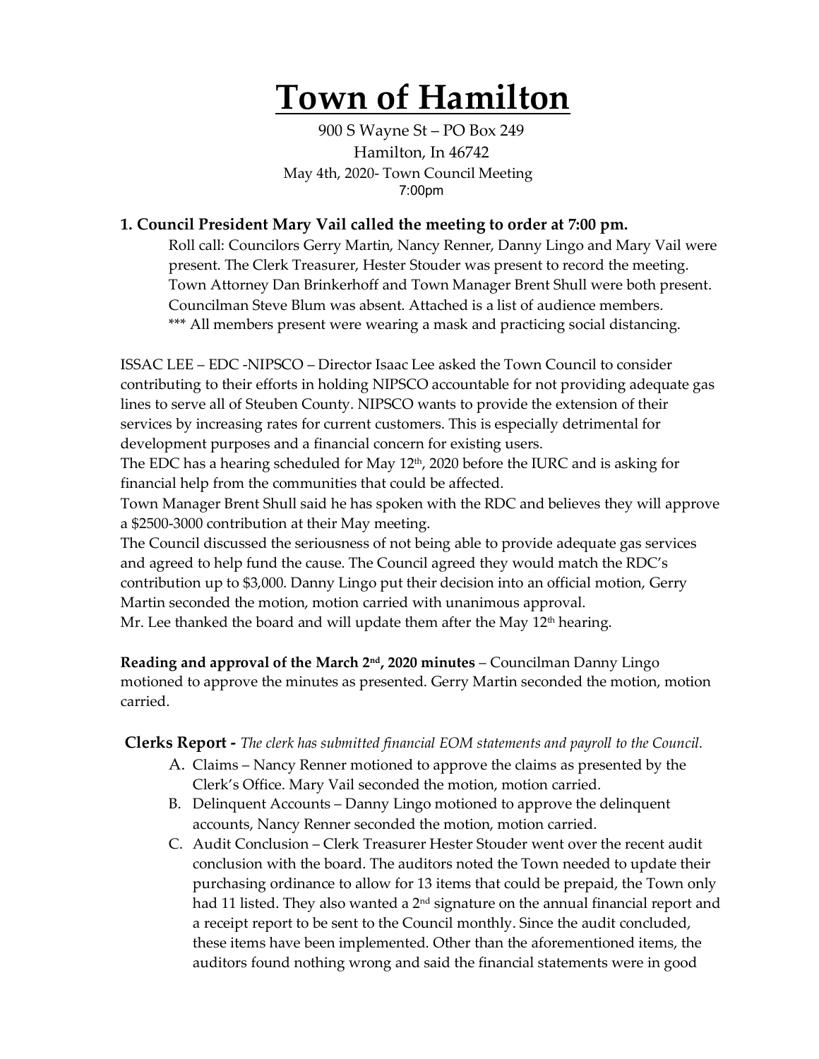# Town of Hamilton

900 S Wayne St – PO Box 249
Hamilton, In 46742
May 4th, 2020- Town Council Meeting
7:00pm

### 1. Council President Mary Vail called the meeting to order at 7:00 pm.

Roll call: Councilors Gerry Martin, Nancy Renner, Danny Lingo and Mary Vail were present. The Clerk Treasurer, Hester Stouder was present to record the meeting. Town Attorney Dan Brinkerhoff and Town Manager Brent Shull were both present. Councilman Steve Blum was absent. Attached is a list of audience members.
*** All members present were wearing a mask and practicing social distancing.

ISSAC LEE – EDC -NIPSCO – Director Isaac Lee asked the Town Council to consider contributing to their efforts in holding NIPSCO accountable for not providing adequate gas lines to serve all of Steuben County. NIPSCO wants to provide the extension of their services by increasing rates for current customers. This is especially detrimental for development purposes and a financial concern for existing users.
The EDC has a hearing scheduled for May 12th, 2020 before the IURC and is asking for financial help from the communities that could be affected.
Town Manager Brent Shull said he has spoken with the RDC and believes they will approve a $2500-3000 contribution at their May meeting.
The Council discussed the seriousness of not being able to provide adequate gas services and agreed to help fund the cause. The Council agreed they would match the RDC's contribution up to $3,000. Danny Lingo put their decision into an official motion, Gerry Martin seconded the motion, motion carried with unanimous approval.
Mr. Lee thanked the board and will update them after the May 12th hearing.

**Reading and approval of the March 2nd, 2020 minutes** – Councilman Danny Lingo motioned to approve the minutes as presented. Gerry Martin seconded the motion, motion carried.

**Clerks Report -** *The clerk has submitted financial EOM statements and payroll to the Council.*

A. Claims – Nancy Renner motioned to approve the claims as presented by the Clerk's Office. Mary Vail seconded the motion, motion carried.
B. Delinquent Accounts – Danny Lingo motioned to approve the delinquent accounts, Nancy Renner seconded the motion, motion carried.
C. Audit Conclusion – Clerk Treasurer Hester Stouder went over the recent audit conclusion with the board. The auditors noted the Town needed to update their purchasing ordinance to allow for 13 items that could be prepaid, the Town only had 11 listed. They also wanted a 2nd signature on the annual financial report and a receipt report to be sent to the Council monthly. Since the audit concluded, these items have been implemented. Other than the aforementioned items, the auditors found nothing wrong and said the financial statements were in good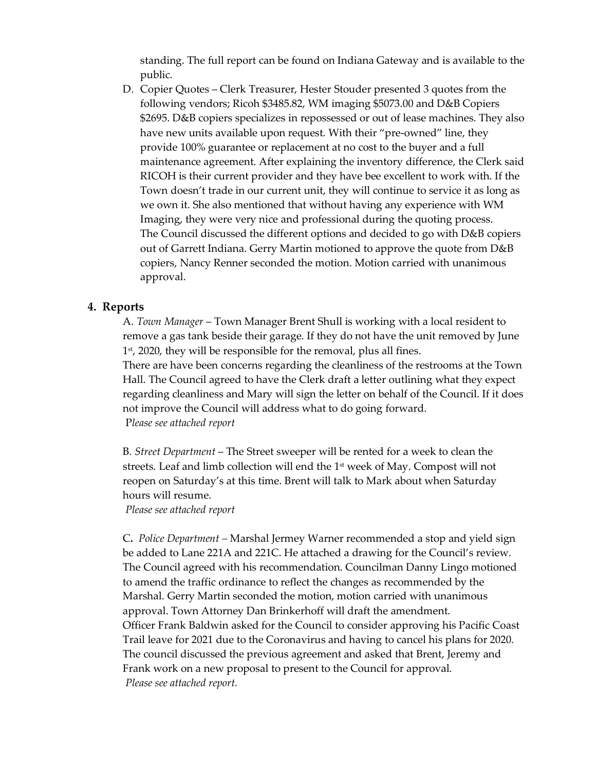standing. The full report can be found on Indiana Gateway and is available to the public.

D. Copier Quotes – Clerk Treasurer, Hester Stouder presented 3 quotes from the following vendors; Ricoh $3485.82, WM imaging $5073.00 and D&B Copiers $2695. D&B copiers specializes in repossessed or out of lease machines. They also have new units available upon request. With their "pre-owned" line, they provide 100% guarantee or replacement at no cost to the buyer and a full maintenance agreement. After explaining the inventory difference, the Clerk said RICOH is their current provider and they have bee excellent to work with. If the Town doesn't trade in our current unit, they will continue to service it as long as we own it. She also mentioned that without having any experience with WM Imaging, they were very nice and professional during the quoting process. The Council discussed the different options and decided to go with D&B copiers out of Garrett Indiana. Gerry Martin motioned to approve the quote from D&B copiers, Nancy Renner seconded the motion. Motion carried with unanimous approval.

## 4. Reports

A. *Town Manager* – Town Manager Brent Shull is working with a local resident to remove a gas tank beside their garage. If they do not have the unit removed by June 1st, 2020, they will be responsible for the removal, plus all fines.
There are have been concerns regarding the cleanliness of the restrooms at the Town Hall. The Council agreed to have the Clerk draft a letter outlining what they expect regarding cleanliness and Mary will sign the letter on behalf of the Council. If it does not improve the Council will address what to do going forward.
*Please see attached report*

B. *Street Department* – The Street sweeper will be rented for a week to clean the streets. Leaf and limb collection will end the 1st week of May. Compost will not reopen on Saturday's at this time. Brent will talk to Mark about when Saturday hours will resume.
*Please see attached report*

C. *Police Department* – Marshal Jermey Warner recommended a stop and yield sign be added to Lane 221A and 221C. He attached a drawing for the Council's review. The Council agreed with his recommendation. Councilman Danny Lingo motioned to amend the traffic ordinance to reflect the changes as recommended by the Marshal. Gerry Martin seconded the motion, motion carried with unanimous approval. Town Attorney Dan Brinkerhoff will draft the amendment.
Officer Frank Baldwin asked for the Council to consider approving his Pacific Coast Trail leave for 2021 due to the Coronavirus and having to cancel his plans for 2020. The council discussed the previous agreement and asked that Brent, Jeremy and Frank work on a new proposal to present to the Council for approval.
*Please see attached report.*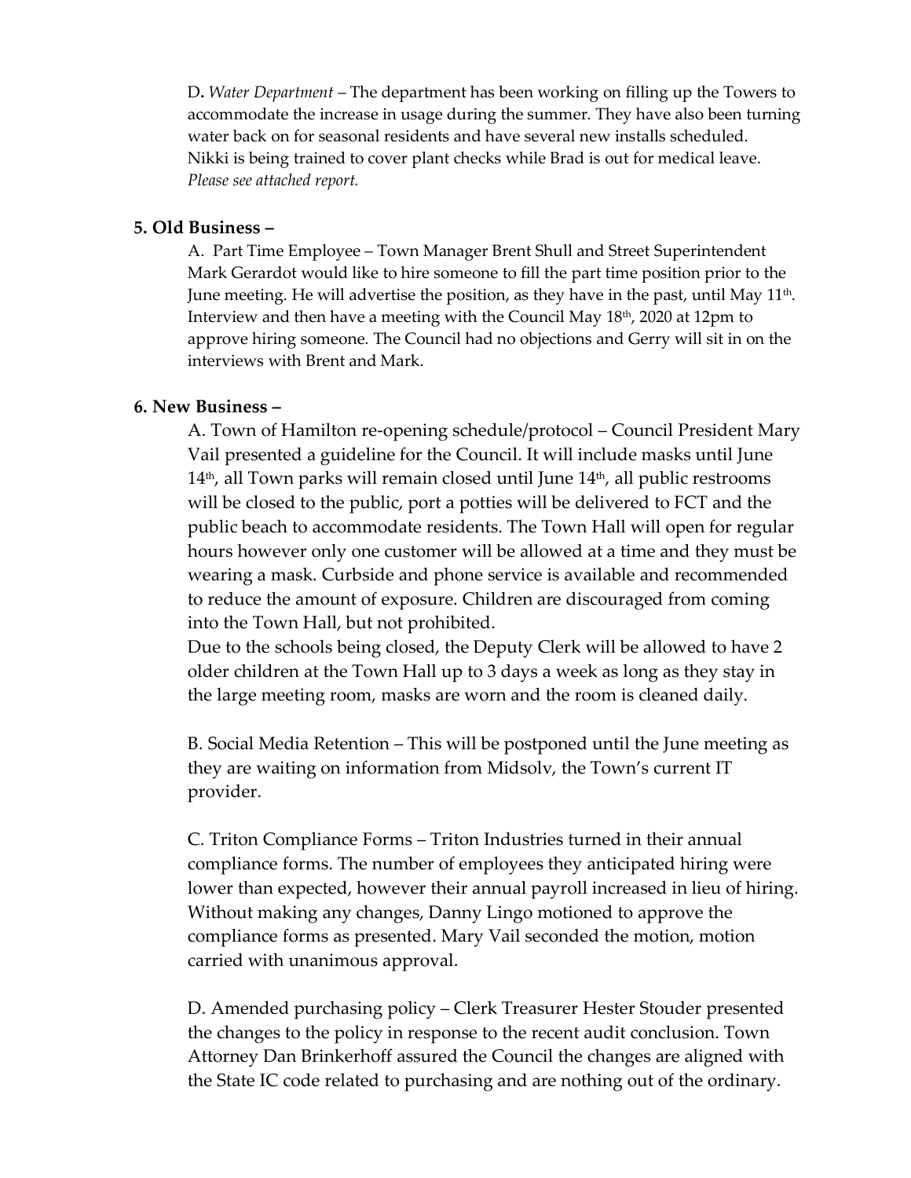D. *Water Department* – The department has been working on filling up the Towers to accommodate the increase in usage during the summer. They have also been turning water back on for seasonal residents and have several new installs scheduled. Nikki is being trained to cover plant checks while Brad is out for medical leave. *Please see attached report.*

**5. Old Business –**

A. Part Time Employee – Town Manager Brent Shull and Street Superintendent Mark Gerardot would like to hire someone to fill the part time position prior to the June meeting. He will advertise the position, as they have in the past, until May 11th. Interview and then have a meeting with the Council May 18th, 2020 at 12pm to approve hiring someone. The Council had no objections and Gerry will sit in on the interviews with Brent and Mark.

**6. New Business –**

A. Town of Hamilton re-opening schedule/protocol – Council President Mary Vail presented a guideline for the Council. It will include masks until June 14th, all Town parks will remain closed until June 14th, all public restrooms will be closed to the public, port a potties will be delivered to FCT and the public beach to accommodate residents. The Town Hall will open for regular hours however only one customer will be allowed at a time and they must be wearing a mask. Curbside and phone service is available and recommended to reduce the amount of exposure. Children are discouraged from coming into the Town Hall, but not prohibited.
Due to the schools being closed, the Deputy Clerk will be allowed to have 2 older children at the Town Hall up to 3 days a week as long as they stay in the large meeting room, masks are worn and the room is cleaned daily.

B. Social Media Retention – This will be postponed until the June meeting as they are waiting on information from Midsolv, the Town's current IT provider.

C. Triton Compliance Forms – Triton Industries turned in their annual compliance forms. The number of employees they anticipated hiring were lower than expected, however their annual payroll increased in lieu of hiring. Without making any changes, Danny Lingo motioned to approve the compliance forms as presented. Mary Vail seconded the motion, motion carried with unanimous approval.

D. Amended purchasing policy – Clerk Treasurer Hester Stouder presented the changes to the policy in response to the recent audit conclusion. Town Attorney Dan Brinkerhoff assured the Council the changes are aligned with the State IC code related to purchasing and are nothing out of the ordinary.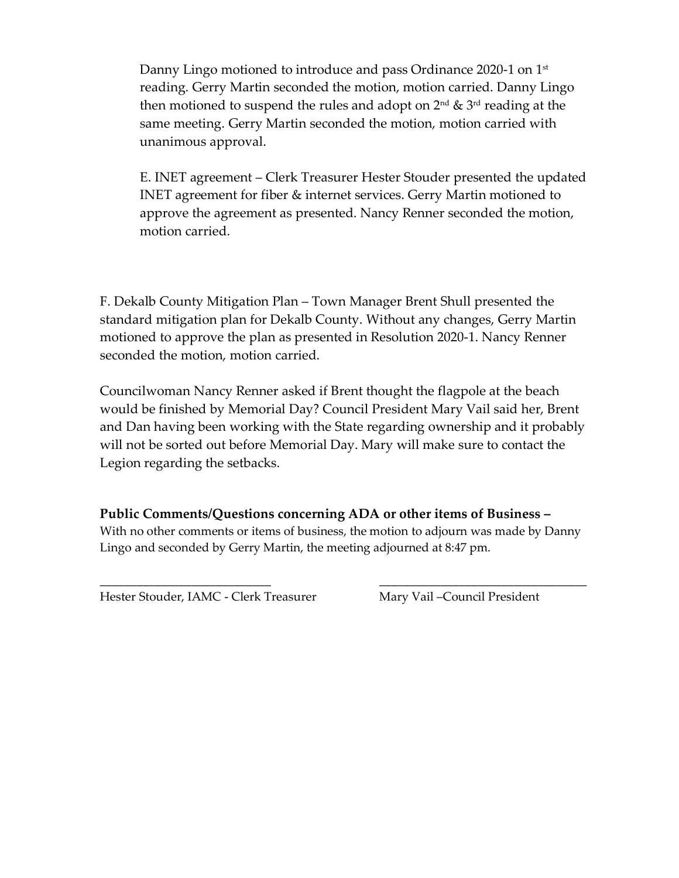Danny Lingo motioned to introduce and pass Ordinance 2020-1 on 1st reading. Gerry Martin seconded the motion, motion carried. Danny Lingo then motioned to suspend the rules and adopt on 2nd & 3rd reading at the same meeting. Gerry Martin seconded the motion, motion carried with unanimous approval.

E. INET agreement – Clerk Treasurer Hester Stouder presented the updated INET agreement for fiber & internet services. Gerry Martin motioned to approve the agreement as presented. Nancy Renner seconded the motion, motion carried.

F. Dekalb County Mitigation Plan – Town Manager Brent Shull presented the standard mitigation plan for Dekalb County. Without any changes, Gerry Martin motioned to approve the plan as presented in Resolution 2020-1. Nancy Renner seconded the motion, motion carried.

Councilwoman Nancy Renner asked if Brent thought the flagpole at the beach would be finished by Memorial Day? Council President Mary Vail said her, Brent and Dan having been working with the State regarding ownership and it probably will not be sorted out before Memorial Day. Mary will make sure to contact the Legion regarding the setbacks.

**Public Comments/Questions concerning ADA or other items of Business –**
With no other comments or items of business, the motion to adjourn was made by Danny Lingo and seconded by Gerry Martin, the meeting adjourned at 8:47 pm.

\_\_\_\_\_\_\_\_\_\_\_\_\_\_\_\_\_\_\_\_\_\_\_\_\_\_\_\_ \_\_\_\_\_\_\_\_\_\_\_\_\_\_\_\_\_\_\_\_\_\_\_\_\_\_\_\_\_\_\_\_\_\_

Hester Stouder, IAMC - Clerk Treasurer Mary Vail –Council President